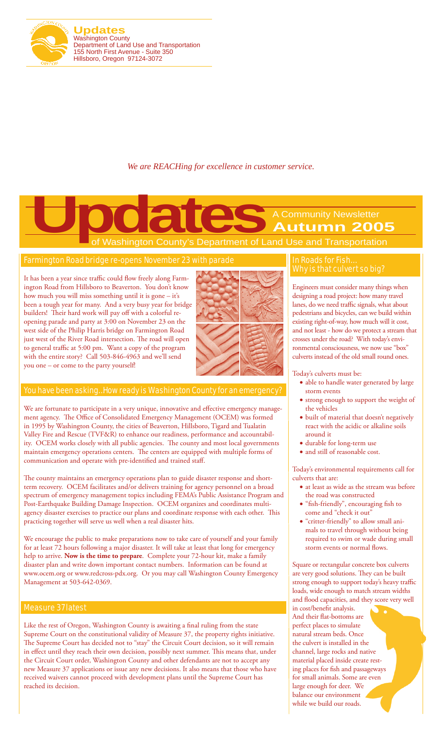**Updates**
Washington County
Department of Land Use and Transportation
155 North First Avenue - Suite 350
Hillsboro, Oregon 97124-3072

*We are REACHing for excellence in customer service.*

# Updates

A Community Newsletter
**Autumn 2005**
of Washington County's Department of Land Use and Transportation

## Farmington Road bridge re-opens November 23 with parade

It has been a year since traffic could flow freely along Farmington Road from Hillsboro to Beaverton. You don't know how much you will miss something until it is gone – it's been a tough year for many. And a very busy year for bridge builders! Their hard work will pay off with a colorful re-opening parade and party at 3:00 on November 23 on the west side of the Philip Harris bridge on Farmington Road just west of the River Road intersection. The road will open to general traffic at 5:00 pm. Want a copy of the program with the entire story? Call 503-846-4963 and we'll send you one – or come to the party yourself!

## You have been asking..How ready is Washington County for an emergency?

We are fortunate to participate in a very unique, innovative and effective emergency management agency. The Office of Consolidated Emergency Management (OCEM) was formed in 1995 by Washington County, the cities of Beaverton, Hillsboro, Tigard and Tualatin Valley Fire and Rescue (TVF&R) to enhance our readiness, performance and accountability. OCEM works closely with all public agencies. The county and most local governments maintain emergency operations centers. The centers are equipped with multiple forms of communication and operate with pre-identified and trained staff.

The county maintains an emergency operations plan to guide disaster response and short-term recovery. OCEM facilitates and/or delivers training for agency personnel on a broad spectrum of emergency management topics including FEMA's Public Assistance Program and Post-Earthquake Building Damage Inspection. OCEM organizes and coordinates multi-agency disaster exercises to practice our plans and coordinate response with each other. This practicing together will serve us well when a real disaster hits.

We encourage the public to make preparations now to take care of yourself and your family for at least 72 hours following a major disaster. It will take at least that long for emergency help to arrive. **Now is the time to prepare**. Complete your 72-hour kit, make a family disaster plan and write down important contact numbers. Information can be found at www.ocem.org or www.redcross-pdx.org. Or you may call Washington County Emergency Management at 503-642-0369.

## Measure 37 latest

Like the rest of Oregon, Washington County is awaiting a final ruling from the state Supreme Court on the constitutional validity of Measure 37, the property rights initiative. The Supreme Court has decided not to "stay" the Circuit Court decision, so it will remain in effect until they reach their own decision, possibly next summer. This means that, under the Circuit Court order, Washington County and other defendants are not to accept any new Measure 37 applications or issue any new decisions. It also means that those who have received waivers cannot proceed with development plans until the Supreme Court has reached its decision.

## In Roads for Fish... Why is that culvert so big?

Engineers must consider many things when designing a road project: how many travel lanes, do we need traffic signals, what about pedestrians and bicycles, can we build within existing right-of-way, how much will it cost, and not least - how do we protect a stream that crosses under the road? With today's environmental consciousness, we now use "box" culverts instead of the old small round ones.

Today's culverts must be:

- able to handle water generated by large storm events
- strong enough to support the weight of the vehicles
- built of material that doesn't negatively react with the acidic or alkaline soils around it
- durable for long-term use
- and still of reasonable cost.

Today's environmental requirements call for culverts that are:

- at least as wide as the stream was before the road was constructed
- "fish-friendly", encouraging fish to come and "check it out"
- "critter-friendly" to allow small animals to travel through without being required to swim or wade during small storm events or normal flows.

Square or rectangular concrete box culverts are very good solutions. They can be built strong enough to support today's heavy traffic loads, wide enough to match stream widths and flood capacities, and they score very well in cost/benefit analysis. And their flat-bottoms are perfect places to simulate natural stream beds. Once the culvert is installed in the channel, large rocks and native material placed inside create resting places for fish and passageways for small animals. Some are even large enough for deer. We balance our environment while we build our roads.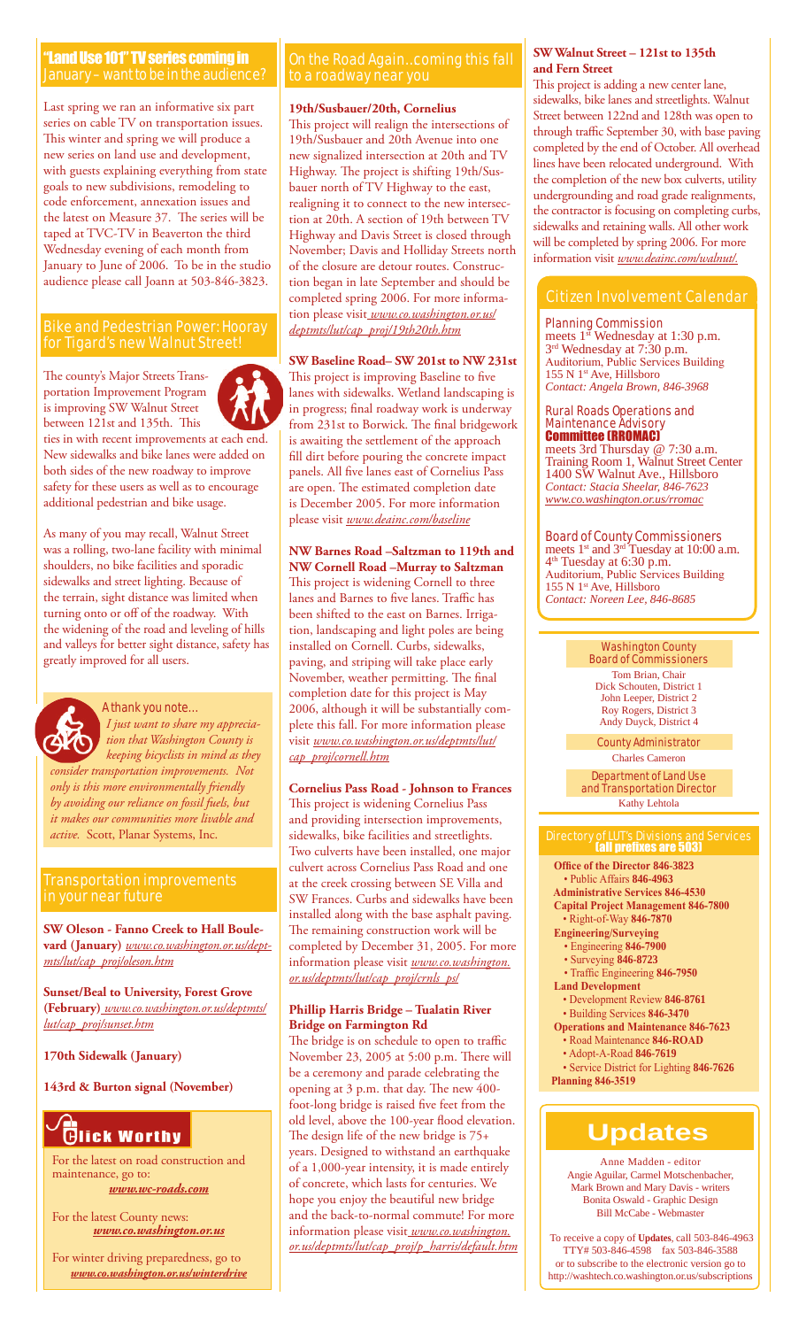## "Land Use 101" TV series coming in January – want to be in the audience?

Last spring we ran an informative six part series on cable TV on transportation issues. This winter and spring we will produce a new series on land use and development, with guests explaining everything from state goals to new subdivisions, remodeling to code enforcement, annexation issues and the latest on Measure 37. The series will be taped at TVC-TV in Beaverton the third Wednesday evening of each month from January to June of 2006. To be in the studio audience please call Joann at 503-846-3823.

## Bike and Pedestrian Power: Hooray for Tigard's new Walnut Street!

The county's Major Streets Transportation Improvement Program is improving SW Walnut Street between 121st and 135th. This ties in with recent improvements at each end. New sidewalks and bike lanes were added on both sides of the new roadway to improve safety for these users as well as to encourage additional pedestrian and bike usage.

As many of you may recall, Walnut Street was a rolling, two-lane facility with minimal shoulders, no bike facilities and sporadic sidewalks and street lighting. Because of the terrain, sight distance was limited when turning onto or off of the roadway. With the widening of the road and leveling of hills and valleys for better sight distance, safety has greatly improved for all users.

### A thank you note...

*I just want to share my appreciation that Washington County is keeping bicyclists in mind as they consider transportation improvements. Not only is this more environmentally friendly by avoiding our reliance on fossil fuels, but it makes our communities more livable and active.* Scott, Planar Systems, Inc.

## Transportation improvements in your near future

**SW Oleson - Fanno Creek to Hall Boulevard (January)** *www.co.washington.or.us/deptmts/lut/cap_proj/oleson.htm*

**Sunset/Beal to University, Forest Grove (February)** *www.co.washington.or.us/deptmts/lut/cap_proj/sunset.htm*

**170th Sidewalk (January)**

**143rd & Burton signal (November)**

## Click Worthy

For the latest on road construction and maintenance, go to:
*www.wc-roads.com*

For the latest County news:
*www.co.washington.or.us*

For winter driving preparedness, go to
*www.co.washington.or.us/winterdrive*

## On the Road Again...coming this fall to a roadway near you

**19th/Susbauer/20th, Cornelius**

This project will realign the intersections of 19th/Susbauer and 20th Avenue into one new signalized intersection at 20th and TV Highway. The project is shifting 19th/Susbauer north of TV Highway to the east, realigning it to connect to the new intersection at 20th. A section of 19th between TV Highway and Davis Street is closed through November; Davis and Holliday Streets north of the closure are detour routes. Construction began in late September and should be completed spring 2006. For more information please visit *www.co.washington.or.us/deptmts/lut/cap_proj/19th20th.htm*

**SW Baseline Road– SW 201st to NW 231st**

This project is improving Baseline to five lanes with sidewalks. Wetland landscaping is in progress; final roadway work is underway from 231st to Borwick. The final bridgework is awaiting the settlement of the approach fill dirt before pouring the concrete impact panels. All five lanes east of Cornelius Pass are open. The estimated completion date is December 2005. For more information please visit *www.deainc.com/baseline*

**NW Barnes Road –Saltzman to 119th and NW Cornell Road –Murray to Saltzman**

This project is widening Cornell to three lanes and Barnes to five lanes. Traffic has been shifted to the east on Barnes. Irrigation, landscaping and light poles are being installed on Cornell. Curbs, sidewalks, paving, and striping will take place early November, weather permitting. The final completion date for this project is May 2006, although it will be substantially complete this fall. For more information please visit *www.co.washington.or.us/deptmts/lut/cap_proj/cornell.htm*

**Cornelius Pass Road - Johnson to Frances**

This project is widening Cornelius Pass and providing intersection improvements, sidewalks, bike facilities and streetlights. Two culverts have been installed, one major culvert across Cornelius Pass Road and one at the creek crossing between SE Villa and SW Frances. Curbs and sidewalks have been installed along with the base asphalt paving. The remaining construction work will be completed by December 31, 2005. For more information please visit *www.co.washington.or.us/deptmts/lut/cap_proj/crnls_ps/*

**Phillip Harris Bridge – Tualatin River Bridge on Farmington Rd**

The bridge is on schedule to open to traffic November 23, 2005 at 5:00 p.m. There will be a ceremony and parade celebrating the opening at 3 p.m. that day. The new 400-foot-long bridge is raised five feet from the old level, above the 100-year flood elevation. The design life of the new bridge is 75+ years. Designed to withstand an earthquake of a 1,000-year intensity, it is made entirely of concrete, which lasts for centuries. We hope you enjoy the beautiful new bridge and the back-to-normal commute! For more information please visit *www.co.washington.or.us/deptmts/lut/cap_proj/p_harris/default.htm*

**SW Walnut Street – 121st to 135th and Fern Street**

This project is adding a new center lane, sidewalks, bike lanes and streetlights. Walnut Street between 122nd and 128th was open to through traffic September 30, with base paving completed by the end of October. All overhead lines have been relocated underground. With the completion of the new box culverts, utility undergrounding and road grade realignments, the contractor is focusing on completing curbs, sidewalks and retaining walls. All other work will be completed by spring 2006. For more information visit *www.deainc.com/walnut/.*

## Citizen Involvement Calendar

**Planning Commission**
meets 1st Wednesday at 1:30 p.m.
3rd Wednesday at 7:30 p.m.
Auditorium, Public Services Building
155 N 1st Ave, Hillsboro
*Contact: Angela Brown, 846-3968*

**Rural Roads Operations and Maintenance Advisory Committee (RROMAC)**
meets 3rd Thursday @ 7:30 a.m.
Training Room 1, Walnut Street Center
1400 SW Walnut Ave., Hillsboro
*Contact: Stacia Sheelar, 846-7623*
*www.co.washington.or.us/rromac*

**Board of County Commissioners**
meets 1st and 3rd Tuesday at 10:00 a.m.
4th Tuesday at 6:30 p.m.
Auditorium, Public Services Building
155 N 1st Ave, Hillsboro
*Contact: Noreen Lee, 846-8685*

**Washington County Board of Commissioners**
Tom Brian, Chair
Dick Schouten, District 1
John Leeper, District 2
Roy Rogers, District 3
Andy Duyck, District 4

**County Administrator**
Charles Cameron

**Department of Land Use and Transportation Director**
Kathy Lehtola

## Directory of LUT's Divisions and Services (all prefixes are 503)

- **Office of the Director 846-3823**
  - Public Affairs **846-4963**
- **Administrative Services 846-4530**
- **Capital Project Management 846-7800**
  - Right-of-Way **846-7870**
- **Engineering/Surveying**
  - Engineering **846-7900**
  - Surveying **846-8723**
  - Traffic Engineering **846-7950**
- **Land Development**
  - Development Review **846-8761**
  - Building Services **846-3470**
- **Operations and Maintenance 846-7623**
  - Road Maintenance **846-ROAD**
  - Adopt-A-Road **846-7619**
  - Service District for Lighting **846-7626**
- **Planning 846-3519**

# Updates

Anne Madden - editor
Angie Aguilar, Carmel Motschenbacher, Mark Brown and Mary Davis - writers
Bonita Oswald - Graphic Design
Bill McCabe - Webmaster

To receive a copy of **Updates**, call 503-846-4963
TTY# 503-846-4598 fax 503-846-3588
or to subscribe to the electronic version go to
http://washtech.co.washington.or.us/subscriptions